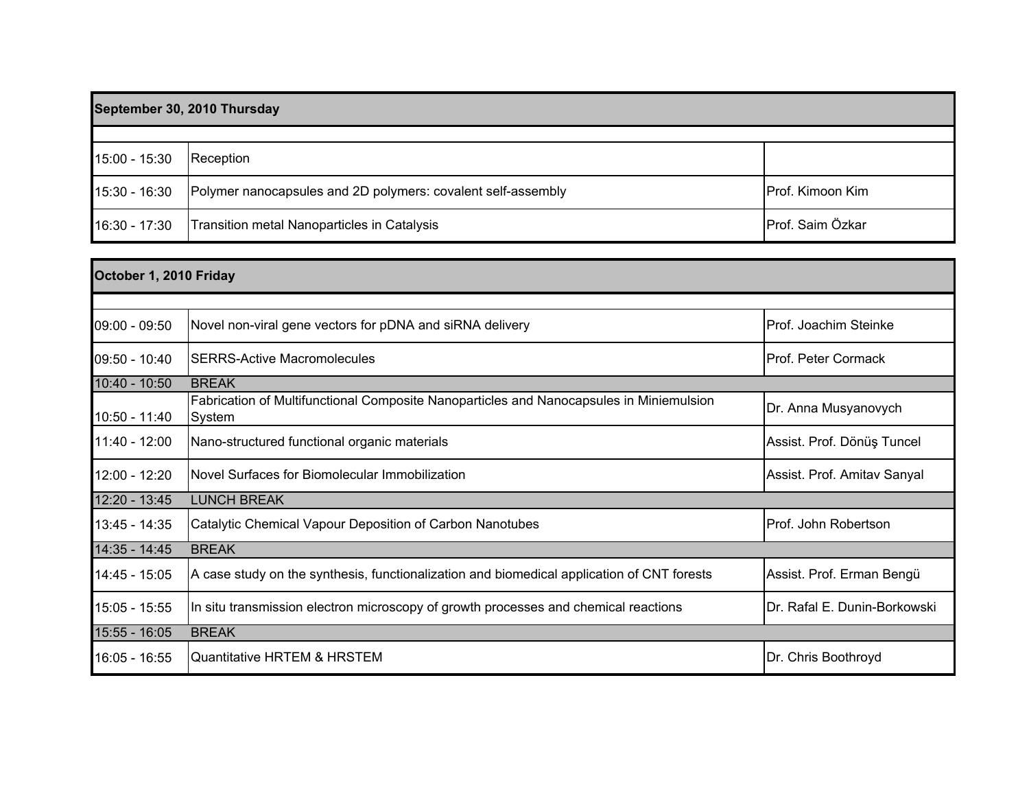| September 30, 2010 Thursday | | |
|---|---|---|
| | | |
| 15:00 - 15:30 | Reception | |
| 15:30 - 16:30 | Polymer nanocapsules and 2D polymers: covalent self-assembly | Prof. Kimoon Kim |
| 16:30 - 17:30 | Transition metal Nanoparticles in Catalysis | Prof. Saim Özkar |

| October 1, 2010 Friday | | |
|---|---|---|
| | | |
| 09:00 - 09:50 | Novel non-viral gene vectors for pDNA and siRNA delivery | Prof. Joachim Steinke |
| 09:50 - 10:40 | SERRS-Active Macromolecules | Prof. Peter Cormack |
| 10:40 - 10:50 | BREAK | |
| 10:50 - 11:40 | Fabrication of Multifunctional Composite Nanoparticles and Nanocapsules in Miniemulsion System | Dr. Anna Musyanovych |
| 11:40 - 12:00 | Nano-structured functional organic materials | Assist. Prof. Dönüş Tuncel |
| 12:00 - 12:20 | Novel Surfaces for Biomolecular Immobilization | Assist. Prof. Amitav Sanyal |
| 12:20 - 13:45 | LUNCH BREAK | |
| 13:45 - 14:35 | Catalytic Chemical Vapour Deposition of Carbon Nanotubes | Prof. John Robertson |
| 14:35 - 14:45 | BREAK | |
| 14:45 - 15:05 | A case study on the synthesis, functionalization and biomedical application of CNT forests | Assist. Prof. Erman Bengü |
| 15:05 - 15:55 | In situ transmission electron microscopy of growth processes and chemical reactions | Dr. Rafal E. Dunin-Borkowski |
| 15:55 - 16:05 | BREAK | |
| 16:05 - 16:55 | Quantitative HRTEM & HRSTEM | Dr. Chris Boothroyd |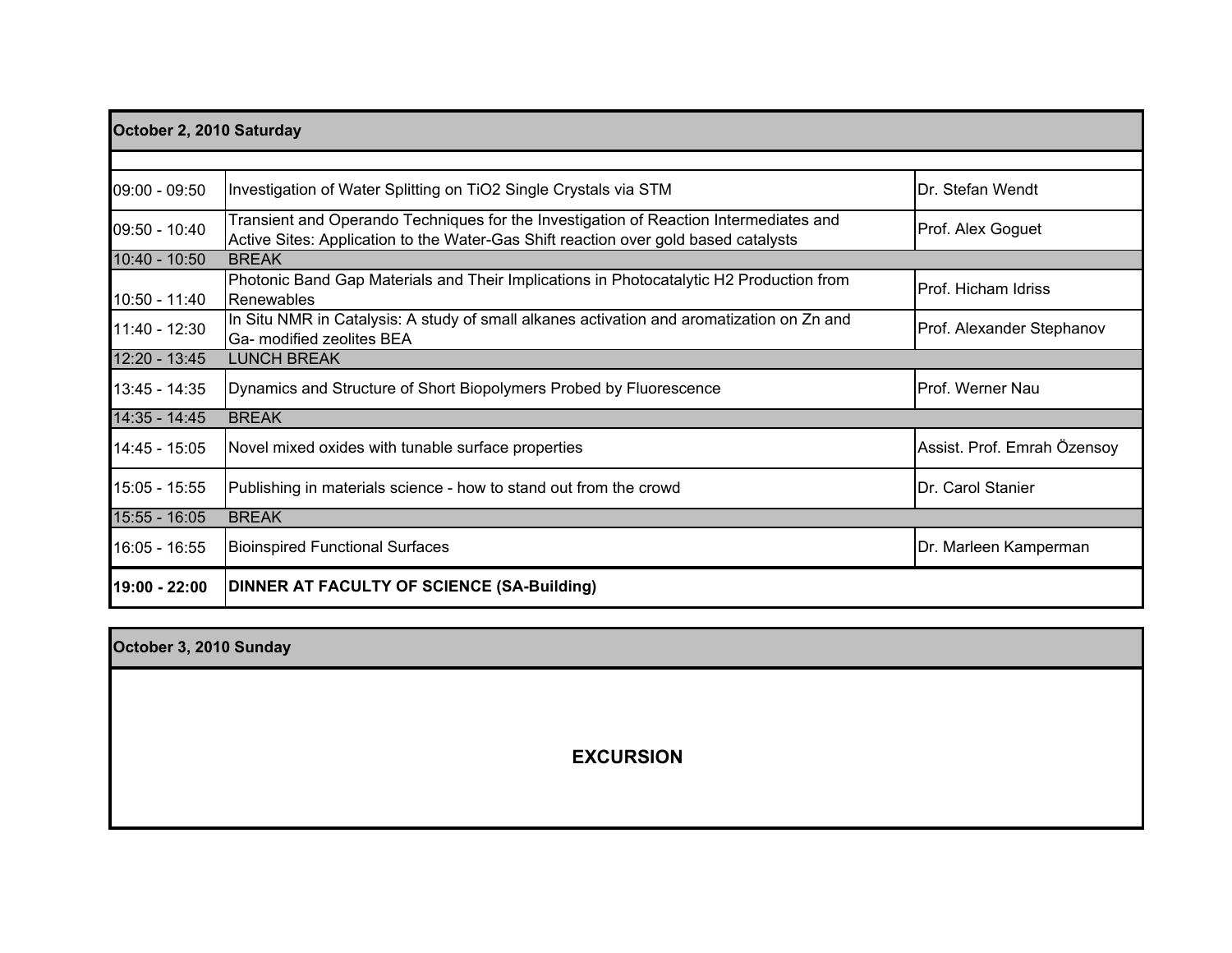| October 2, 2010 Saturday | | |
|---|---|---|
| 09:00 - 09:50 | Investigation of Water Splitting on $TiO_2$ Single Crystals via STM | Dr. Stefan Wendt |
| 09:50 - 10:40 | Transient and Operando Techniques for the Investigation of Reaction Intermediates and Active Sites: Application to the Water-Gas Shift reaction over gold based catalysts | Prof. Alex Goguet |
| 10:40 - 10:50 | BREAK | |
| 10:50 - 11:40 | Photonic Band Gap Materials and Their Implications in Photocatalytic $H_2$ Production from Renewables | Prof. Hicham Idriss |
| 11:40 - 12:30 | In Situ NMR in Catalysis: A study of small alkanes activation and aromatization on Zn and Ga- modified zeolites BEA | Prof. Alexander Stephanov |
| 12:20 - 13:45 | LUNCH BREAK | |
| 13:45 - 14:35 | Dynamics and Structure of Short Biopolymers Probed by Fluorescence | Prof. Werner Nau |
| 14:35 - 14:45 | BREAK | |
| 14:45 - 15:05 | Novel mixed oxides with tunable surface properties | Assist. Prof. Emrah Özensoy |
| 15:05 - 15:55 | Publishing in materials science - how to stand out from the crowd | Dr. Carol Stanier |
| 15:55 - 16:05 | BREAK | |
| 16:05 - 16:55 | Bioinspired Functional Surfaces | Dr. Marleen Kamperman |
| **19:00 - 22:00** | **DINNER AT FACULTY OF SCIENCE (SA-Building)** | |

| October 3, 2010 Sunday |
|---|
| **EXCURSION** |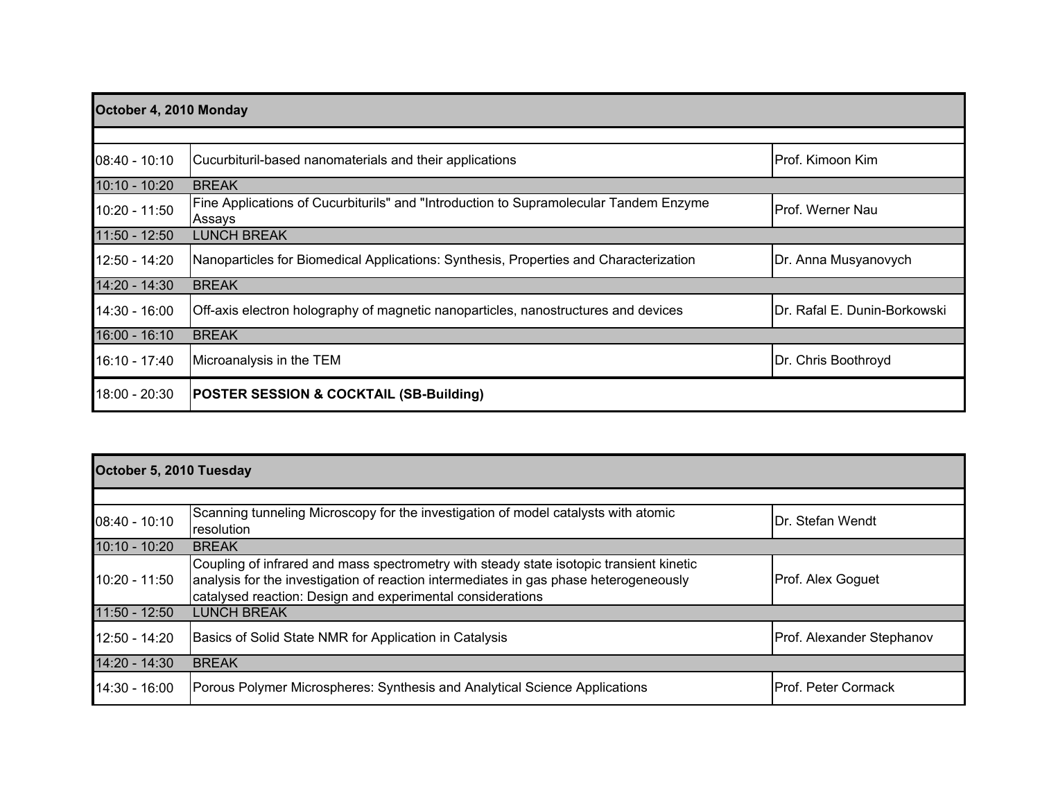| October 4, 2010 Monday | | |
|---|---|---|
| | | |
| 08:40 - 10:10 | Cucurbituril-based nanomaterials and their applications | Prof. Kimoon Kim |
| 10:10 - 10:20 | BREAK | |
| 10:20 - 11:50 | Fine Applications of Cucurbiturils" and "Introduction to Supramolecular Tandem Enzyme Assays | Prof. Werner Nau |
| 11:50 - 12:50 | LUNCH BREAK | |
| 12:50 - 14:20 | Nanoparticles for Biomedical Applications: Synthesis, Properties and Characterization | Dr. Anna Musyanovych |
| 14:20 - 14:30 | BREAK | |
| 14:30 - 16:00 | Off-axis electron holography of magnetic nanoparticles, nanostructures and devices | Dr. Rafal E. Dunin-Borkowski |
| 16:00 - 16:10 | BREAK | |
| 16:10 - 17:40 | Microanalysis in the TEM | Dr. Chris Boothroyd |
| 18:00 - 20:30 | **POSTER SESSION & COCKTAIL (SB-Building)** | |

| October 5, 2010 Tuesday | | |
|---|---|---|
| | | |
| 08:40 - 10:10 | Scanning tunneling Microscopy for the investigation of model catalysts with atomic resolution | Dr. Stefan Wendt |
| 10:10 - 10:20 | BREAK | |
| 10:20 - 11:50 | Coupling of infrared and mass spectrometry with steady state isotopic transient kinetic analysis for the investigation of reaction intermediates in gas phase heterogeneously catalysed reaction: Design and experimental considerations | Prof. Alex Goguet |
| 11:50 - 12:50 | LUNCH BREAK | |
| 12:50 - 14:20 | Basics of Solid State NMR for Application in Catalysis | Prof. Alexander Stephanov |
| 14:20 - 14:30 | BREAK | |
| 14:30 - 16:00 | Porous Polymer Microspheres: Synthesis and Analytical Science Applications | Prof. Peter Cormack |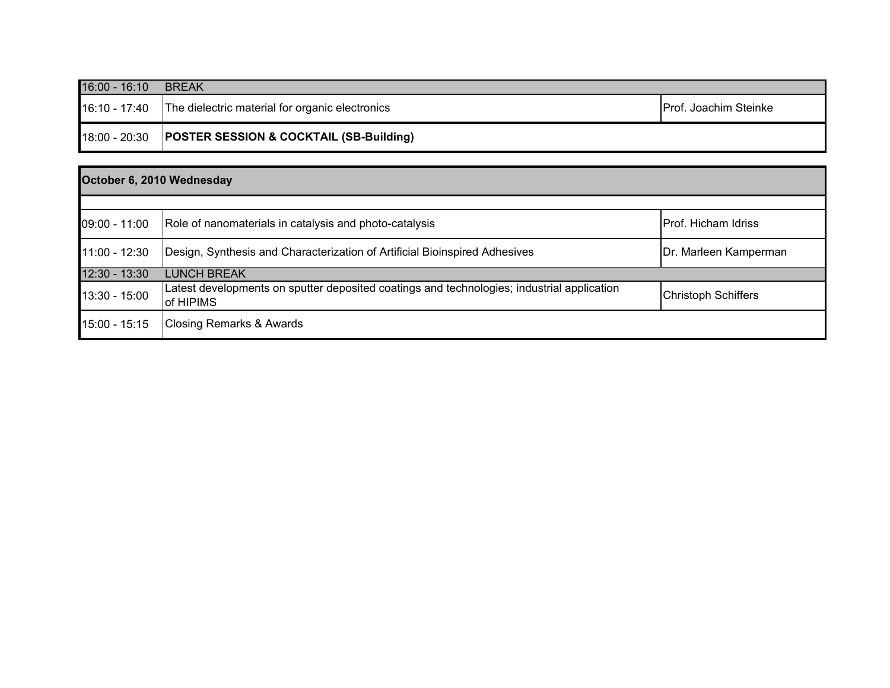| | | |
|---|---|---|
| 16:00 - 16:10 | BREAK | |
| 16:10 - 17:40 | The dielectric material for organic electronics | Prof. Joachim Steinke |
| 18:00 - 20:30 | **POSTER SESSION & COCKTAIL (SB-Building)** | |

| **October 6, 2010 Wednesday** | | |
|---|---|---|
| | | |
| 09:00 - 11:00 | Role of nanomaterials in catalysis and photo-catalysis | Prof. Hicham Idriss |
| 11:00 - 12:30 | Design, Synthesis and Characterization of Artificial Bioinspired Adhesives | Dr. Marleen Kamperman |
| 12:30 - 13:30 | LUNCH BREAK | |
| 13:30 - 15:00 | Latest developments on sputter deposited coatings and technologies; industrial application of HIPIMS | Christoph Schiffers |
| 15:00 - 15:15 | Closing Remarks & Awards | |